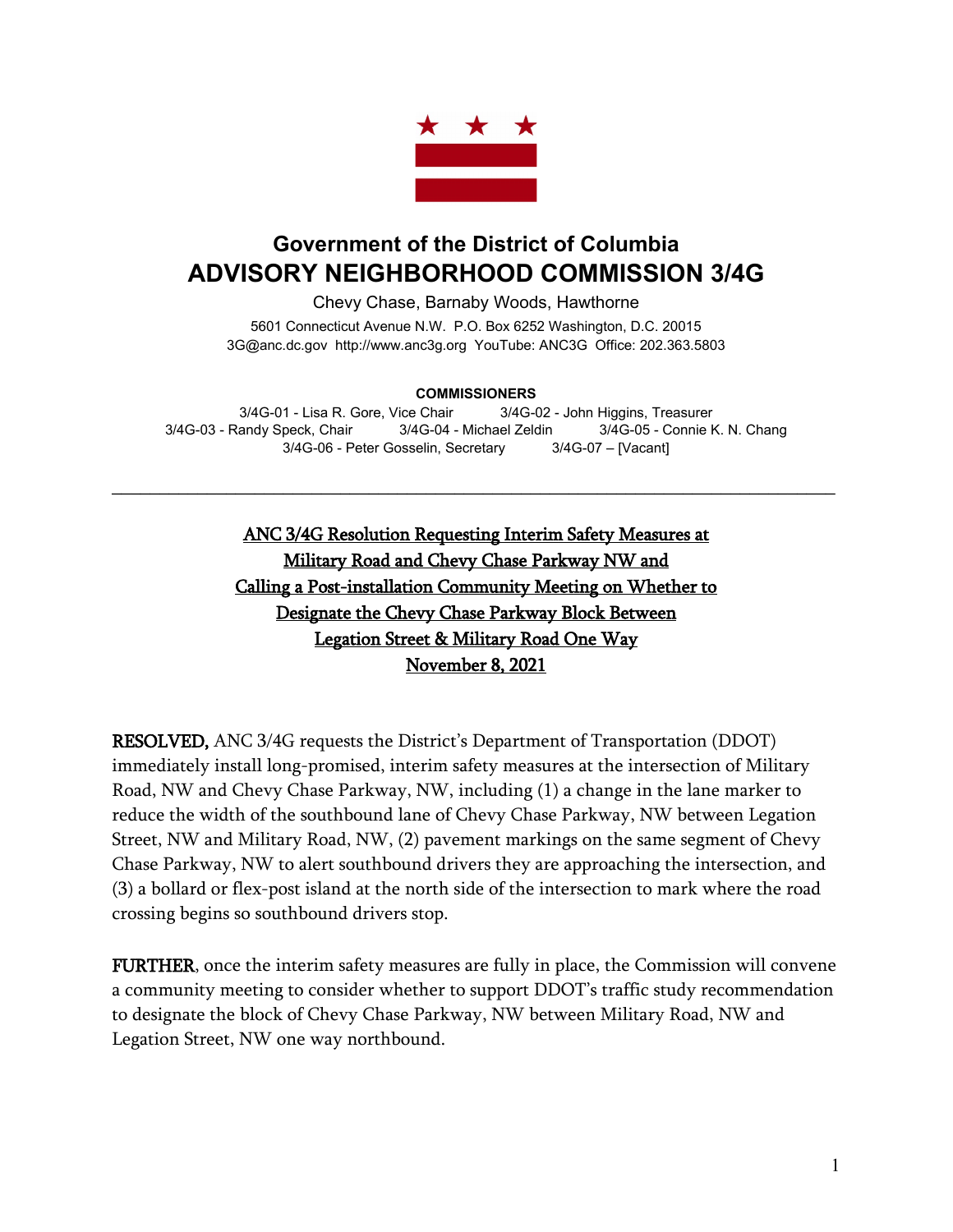## Government of the District of Columbia
# ADVISORY NEIGHBORHOOD COMMISSION 3/4G

Chevy Chase, Barnaby Woods, Hawthorne

5601 Connecticut Avenue N.W. P.O. Box 6252 Washington, D.C. 20015
3G@anc.dc.gov http://www.anc3g.org YouTube: ANC3G Office: 202.363.5803

**COMMISSIONERS**

3/4G-01 - Lisa R. Gore, Vice Chair 3/4G-02 - John Higgins, Treasurer
3/4G-03 - Randy Speck, Chair 3/4G-04 - Michael Zeldin 3/4G-05 - Connie K. N. Chang
3/4G-06 - Peter Gosselin, Secretary 3/4G-07 – [Vacant]

---

**ANC 3/4G Resolution Requesting Interim Safety Measures at Military Road and Chevy Chase Parkway NW and Calling a Post-installation Community Meeting on Whether to Designate the Chevy Chase Parkway Block Between Legation Street & Military Road One Way**

**November 8, 2021**

**RESOLVED,** ANC 3/4G requests the District's Department of Transportation (DDOT) immediately install long-promised, interim safety measures at the intersection of Military Road, NW and Chevy Chase Parkway, NW, including (1) a change in the lane marker to reduce the width of the southbound lane of Chevy Chase Parkway, NW between Legation Street, NW and Military Road, NW, (2) pavement markings on the same segment of Chevy Chase Parkway, NW to alert southbound drivers they are approaching the intersection, and (3) a bollard or flex-post island at the north side of the intersection to mark where the road crossing begins so southbound drivers stop.

**FURTHER**, once the interim safety measures are fully in place, the Commission will convene a community meeting to consider whether to support DDOT's traffic study recommendation to designate the block of Chevy Chase Parkway, NW between Military Road, NW and Legation Street, NW one way northbound.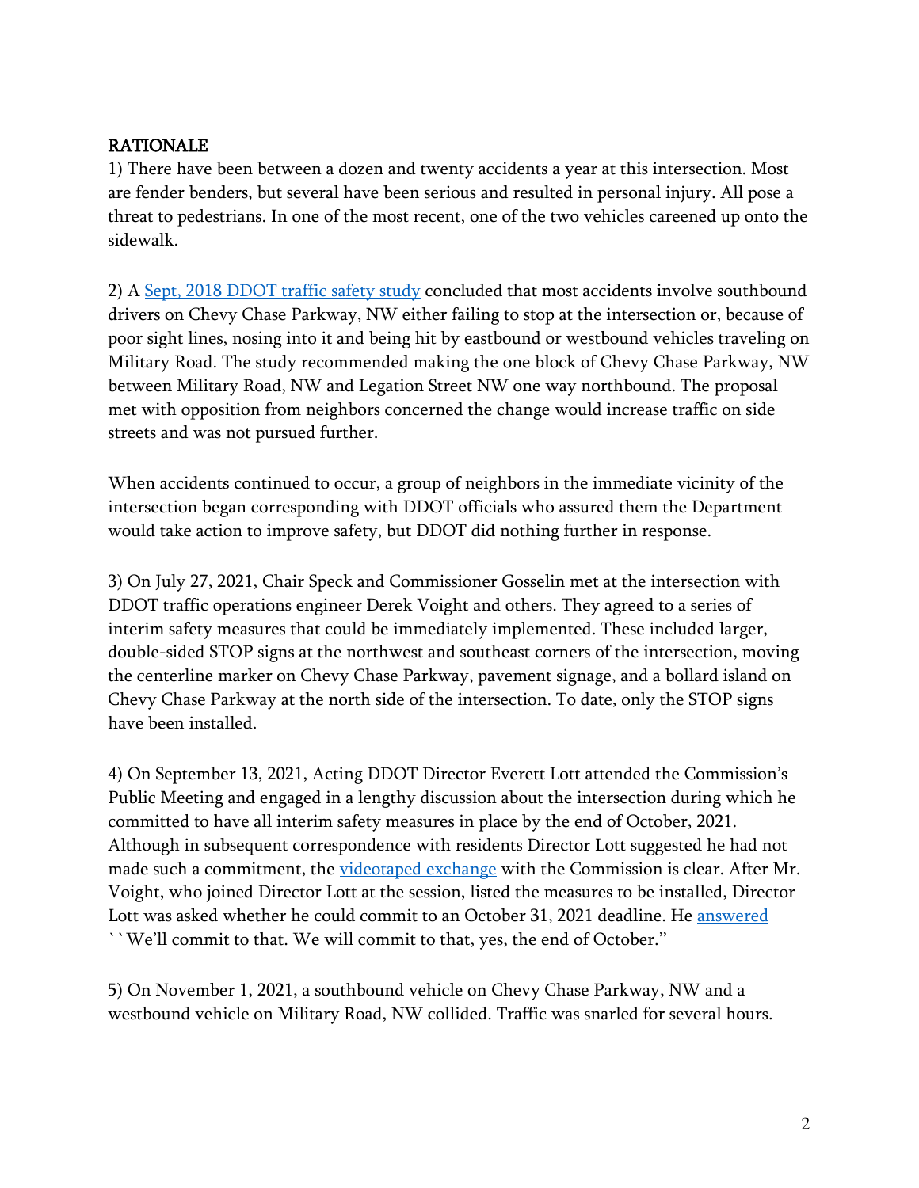## RATIONALE

1) There have been between a dozen and twenty accidents a year at this intersection. Most are fender benders, but several have been serious and resulted in personal injury. All pose a threat to pedestrians. In one of the most recent, one of the two vehicles careened up onto the sidewalk.

2) A Sept, 2018 DDOT traffic safety study concluded that most accidents involve southbound drivers on Chevy Chase Parkway, NW either failing to stop at the intersection or, because of poor sight lines, nosing into it and being hit by eastbound or westbound vehicles traveling on Military Road. The study recommended making the one block of Chevy Chase Parkway, NW between Military Road, NW and Legation Street NW one way northbound. The proposal met with opposition from neighbors concerned the change would increase traffic on side streets and was not pursued further.

When accidents continued to occur, a group of neighbors in the immediate vicinity of the intersection began corresponding with DDOT officials who assured them the Department would take action to improve safety, but DDOT did nothing further in response.

3) On July 27, 2021, Chair Speck and Commissioner Gosselin met at the intersection with DDOT traffic operations engineer Derek Voight and others. They agreed to a series of interim safety measures that could be immediately implemented. These included larger, double-sided STOP signs at the northwest and southeast corners of the intersection, moving the centerline marker on Chevy Chase Parkway, pavement signage, and a bollard island on Chevy Chase Parkway at the north side of the intersection. To date, only the STOP signs have been installed.

4) On September 13, 2021, Acting DDOT Director Everett Lott attended the Commission's Public Meeting and engaged in a lengthy discussion about the intersection during which he committed to have all interim safety measures in place by the end of October, 2021. Although in subsequent correspondence with residents Director Lott suggested he had not made such a commitment, the videotaped exchange with the Commission is clear. After Mr. Voight, who joined Director Lott at the session, listed the measures to be installed, Director Lott was asked whether he could commit to an October 31, 2021 deadline. He answered ``We'll commit to that. We will commit to that, yes, the end of October."

5) On November 1, 2021, a southbound vehicle on Chevy Chase Parkway, NW and a westbound vehicle on Military Road, NW collided. Traffic was snarled for several hours.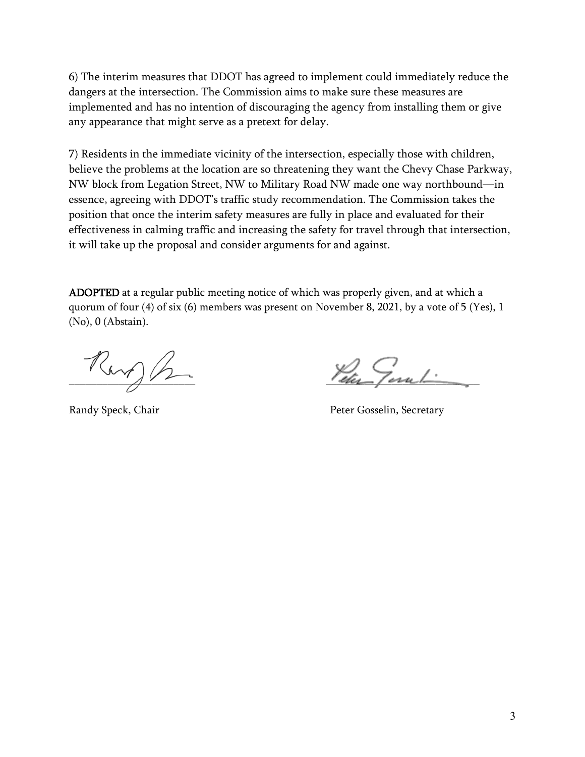6) The interim measures that DDOT has agreed to implement could immediately reduce the dangers at the intersection. The Commission aims to make sure these measures are implemented and has no intention of discouraging the agency from installing them or give any appearance that might serve as a pretext for delay.

7) Residents in the immediate vicinity of the intersection, especially those with children, believe the problems at the location are so threatening they want the Chevy Chase Parkway, NW block from Legation Street, NW to Military Road NW made one way northbound—in essence, agreeing with DDOT's traffic study recommendation. The Commission takes the position that once the interim safety measures are fully in place and evaluated for their effectiveness in calming traffic and increasing the safety for travel through that intersection, it will take up the proposal and consider arguments for and against.

**ADOPTED** at a regular public meeting notice of which was properly given, and at which a quorum of four (4) of six (6) members was present on November 8, 2021, by a vote of 5 (Yes), 1 (No), 0 (Abstain).

Randy Speck, Chair

Peter Gosselin, Secretary